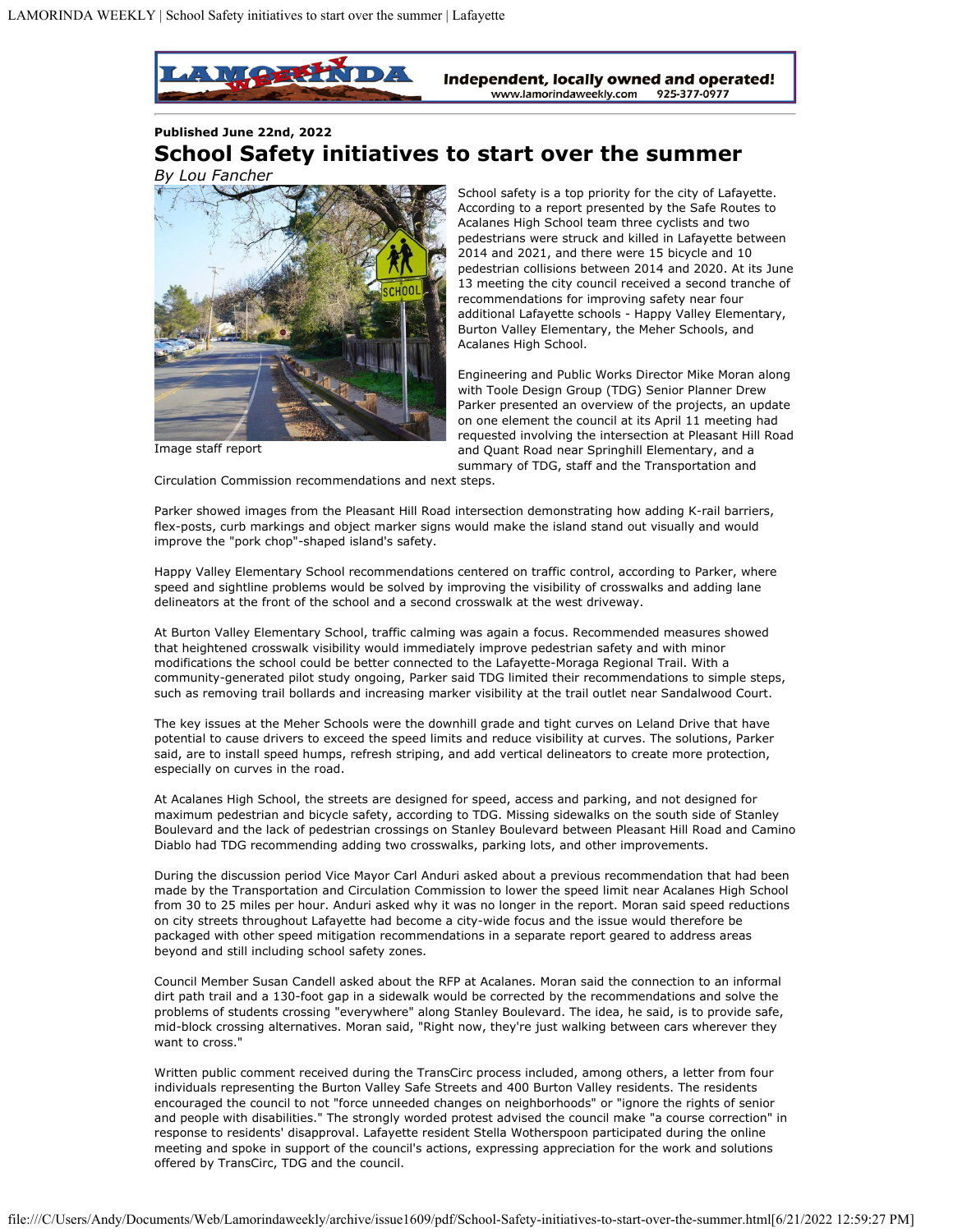Published June 22nd, 2022

# School Safety initiatives to start over the summer

*By Lou Fancher*

Image staff report

School safety is a top priority for the city of Lafayette. According to a report presented by the Safe Routes to Acalanes High School team three cyclists and two pedestrians were struck and killed in Lafayette between 2014 and 2021, and there were 15 bicycle and 10 pedestrian collisions between 2014 and 2020. At its June 13 meeting the city council received a second tranche of recommendations for improving safety near four additional Lafayette schools - Happy Valley Elementary, Burton Valley Elementary, the Meher Schools, and Acalanes High School.

Engineering and Public Works Director Mike Moran along with Toole Design Group (TDG) Senior Planner Drew Parker presented an overview of the projects, an update on one element the council at its April 11 meeting had requested involving the intersection at Pleasant Hill Road and Quant Road near Springhill Elementary, and a summary of TDG, staff and the Transportation and Circulation Commission recommendations and next steps.

Parker showed images from the Pleasant Hill Road intersection demonstrating how adding K-rail barriers, flex-posts, curb markings and object marker signs would make the island stand out visually and would improve the "pork chop"-shaped island's safety.

Happy Valley Elementary School recommendations centered on traffic control, according to Parker, where speed and sightline problems would be solved by improving the visibility of crosswalks and adding lane delineators at the front of the school and a second crosswalk at the west driveway.

At Burton Valley Elementary School, traffic calming was again a focus. Recommended measures showed that heightened crosswalk visibility would immediately improve pedestrian safety and with minor modifications the school could be better connected to the Lafayette-Moraga Regional Trail. With a community-generated pilot study ongoing, Parker said TDG limited their recommendations to simple steps, such as removing trail bollards and increasing marker visibility at the trail outlet near Sandalwood Court.

The key issues at the Meher Schools were the downhill grade and tight curves on Leland Drive that have potential to cause drivers to exceed the speed limits and reduce visibility at curves. The solutions, Parker said, are to install speed humps, refresh striping, and add vertical delineators to create more protection, especially on curves in the road.

At Acalanes High School, the streets are designed for speed, access and parking, and not designed for maximum pedestrian and bicycle safety, according to TDG. Missing sidewalks on the south side of Stanley Boulevard and the lack of pedestrian crossings on Stanley Boulevard between Pleasant Hill Road and Camino Diablo had TDG recommending adding two crosswalks, parking lots, and other improvements.

During the discussion period Vice Mayor Carl Anduri asked about a previous recommendation that had been made by the Transportation and Circulation Commission to lower the speed limit near Acalanes High School from 30 to 25 miles per hour. Anduri asked why it was no longer in the report. Moran said speed reductions on city streets throughout Lafayette had become a city-wide focus and the issue would therefore be packaged with other speed mitigation recommendations in a separate report geared to address areas beyond and still including school safety zones.

Council Member Susan Candell asked about the RFP at Acalanes. Moran said the connection to an informal dirt path trail and a 130-foot gap in a sidewalk would be corrected by the recommendations and solve the problems of students crossing "everywhere" along Stanley Boulevard. The idea, he said, is to provide safe, mid-block crossing alternatives. Moran said, "Right now, they're just walking between cars wherever they want to cross."

Written public comment received during the TransCirc process included, among others, a letter from four individuals representing the Burton Valley Safe Streets and 400 Burton Valley residents. The residents encouraged the council to not "force unneeded changes on neighborhoods" or "ignore the rights of senior and people with disabilities." The strongly worded protest advised the council make "a course correction" in response to residents' disapproval. Lafayette resident Stella Wotherspoon participated during the online meeting and spoke in support of the council's actions, expressing appreciation for the work and solutions offered by TransCirc, TDG and the council.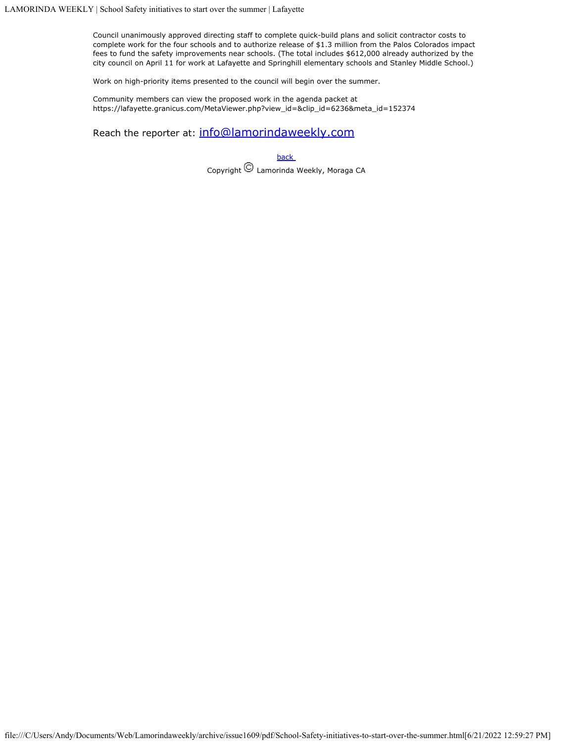Council unanimously approved directing staff to complete quick-build plans and solicit contractor costs to complete work for the four schools and to authorize release of $1.3 million from the Palos Colorados impact fees to fund the safety improvements near schools. (The total includes $612,000 already authorized by the city council on April 11 for work at Lafayette and Springhill elementary schools and Stanley Middle School.)

Work on high-priority items presented to the council will begin over the summer.

Community members can view the proposed work in the agenda packet at https://lafayette.granicus.com/MetaViewer.php?view_id=&clip_id=6236&meta_id=152374

Reach the reporter at: info@lamorindaweekly.com

back

Copyright © Lamorinda Weekly, Moraga CA